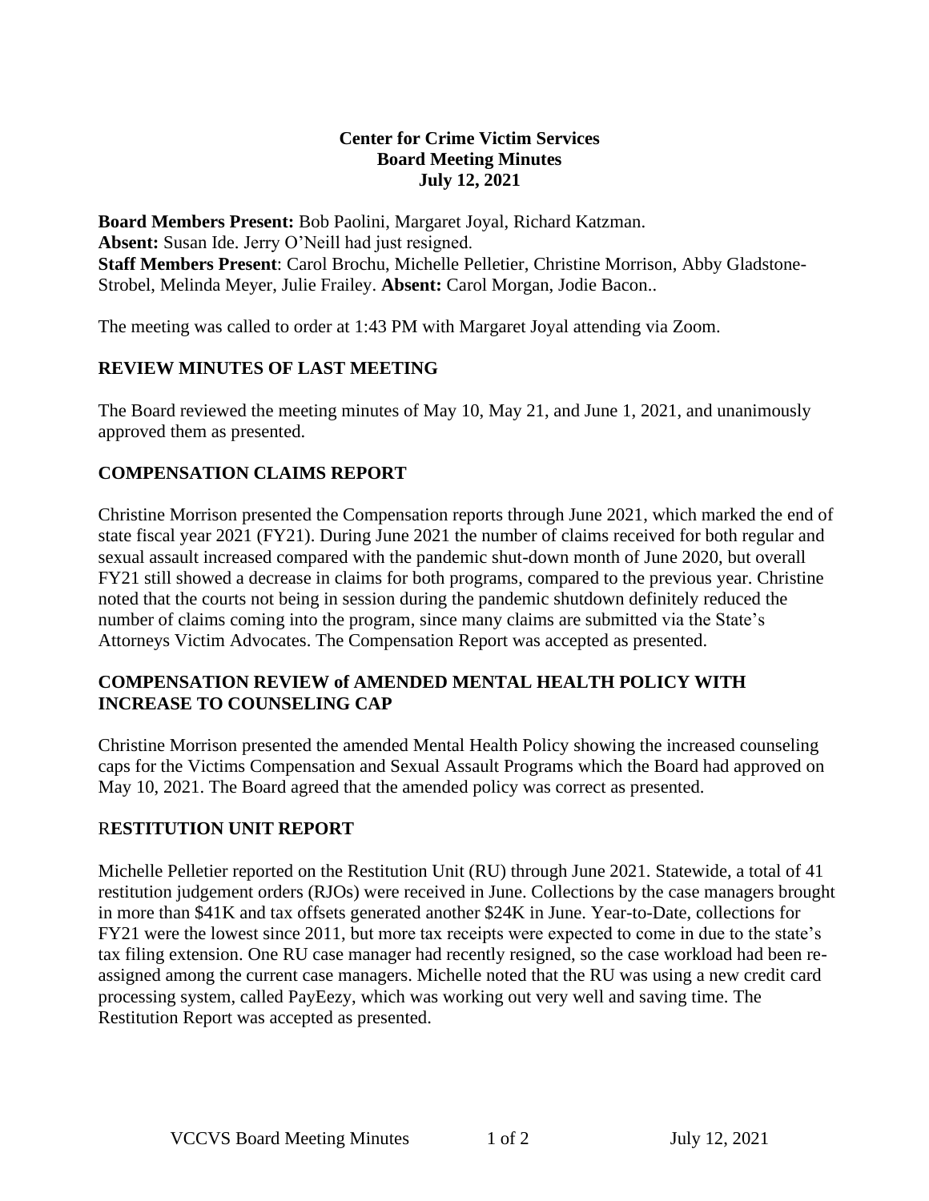**Center for Crime Victim Services**
**Board Meeting Minutes**
**July 12, 2021**

**Board Members Present:** Bob Paolini, Margaret Joyal, Richard Katzman.
**Absent:** Susan Ide. Jerry O'Neill had just resigned.
**Staff Members Present**: Carol Brochu, Michelle Pelletier, Christine Morrison, Abby Gladstone-Strobel, Melinda Meyer, Julie Frailey. **Absent:** Carol Morgan, Jodie Bacon..

The meeting was called to order at 1:43 PM with Margaret Joyal attending via Zoom.

## REVIEW MINUTES OF LAST MEETING

The Board reviewed the meeting minutes of May 10, May 21, and June 1, 2021, and unanimously approved them as presented.

## COMPENSATION CLAIMS REPORT

Christine Morrison presented the Compensation reports through June 2021, which marked the end of state fiscal year 2021 (FY21). During June 2021 the number of claims received for both regular and sexual assault increased compared with the pandemic shut-down month of June 2020, but overall FY21 still showed a decrease in claims for both programs, compared to the previous year. Christine noted that the courts not being in session during the pandemic shutdown definitely reduced the number of claims coming into the program, since many claims are submitted via the State's Attorneys Victim Advocates. The Compensation Report was accepted as presented.

## COMPENSATION REVIEW of AMENDED MENTAL HEALTH POLICY WITH INCREASE TO COUNSELING CAP

Christine Morrison presented the amended Mental Health Policy showing the increased counseling caps for the Victims Compensation and Sexual Assault Programs which the Board had approved on May 10, 2021. The Board agreed that the amended policy was correct as presented.

## RESTITUTION UNIT REPORT

Michelle Pelletier reported on the Restitution Unit (RU) through June 2021. Statewide, a total of 41 restitution judgement orders (RJOs) were received in June. Collections by the case managers brought in more than $41K and tax offsets generated another $24K in June. Year-to-Date, collections for FY21 were the lowest since 2011, but more tax receipts were expected to come in due to the state's tax filing extension. One RU case manager had recently resigned, so the case workload had been re-assigned among the current case managers. Michelle noted that the RU was using a new credit card processing system, called PayEezy, which was working out very well and saving time. The Restitution Report was accepted as presented.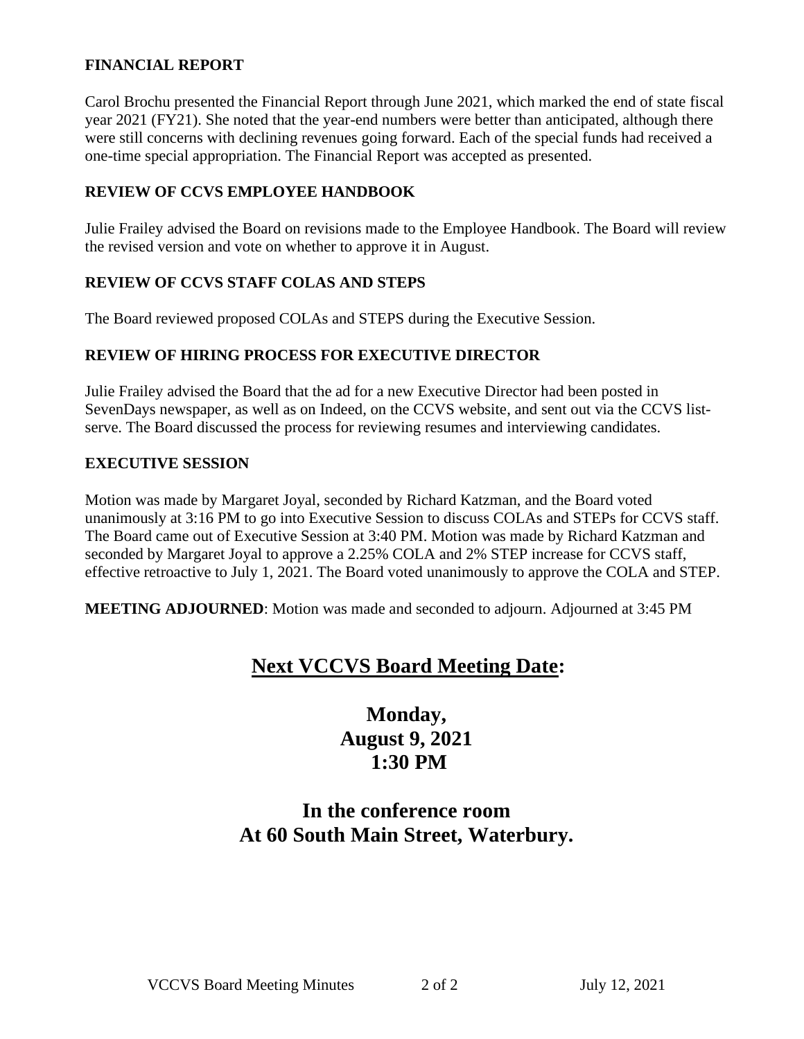**FINANCIAL REPORT**

Carol Brochu presented the Financial Report through June 2021, which marked the end of state fiscal year 2021 (FY21). She noted that the year-end numbers were better than anticipated, although there were still concerns with declining revenues going forward. Each of the special funds had received a one-time special appropriation. The Financial Report was accepted as presented.

**REVIEW OF CCVS EMPLOYEE HANDBOOK**

Julie Frailey advised the Board on revisions made to the Employee Handbook. The Board will review the revised version and vote on whether to approve it in August.

**REVIEW OF CCVS STAFF COLAS AND STEPS**

The Board reviewed proposed COLAs and STEPS during the Executive Session.

**REVIEW OF HIRING PROCESS FOR EXECUTIVE DIRECTOR**

Julie Frailey advised the Board that the ad for a new Executive Director had been posted in SevenDays newspaper, as well as on Indeed, on the CCVS website, and sent out via the CCVS list-serve. The Board discussed the process for reviewing resumes and interviewing candidates.

**EXECUTIVE SESSION**

Motion was made by Margaret Joyal, seconded by Richard Katzman, and the Board voted unanimously at 3:16 PM to go into Executive Session to discuss COLAs and STEPs for CCVS staff. The Board came out of Executive Session at 3:40 PM. Motion was made by Richard Katzman and seconded by Margaret Joyal to approve a 2.25% COLA and 2% STEP increase for CCVS staff, effective retroactive to July 1, 2021. The Board voted unanimously to approve the COLA and STEP.

**MEETING ADJOURNED**: Motion was made and seconded to adjourn. Adjourned at 3:45 PM

## Next VCCVS Board Meeting Date:

**Monday,**
**August 9, 2021**
**1:30 PM**

**In the conference room**
**At 60 South Main Street, Waterbury.**